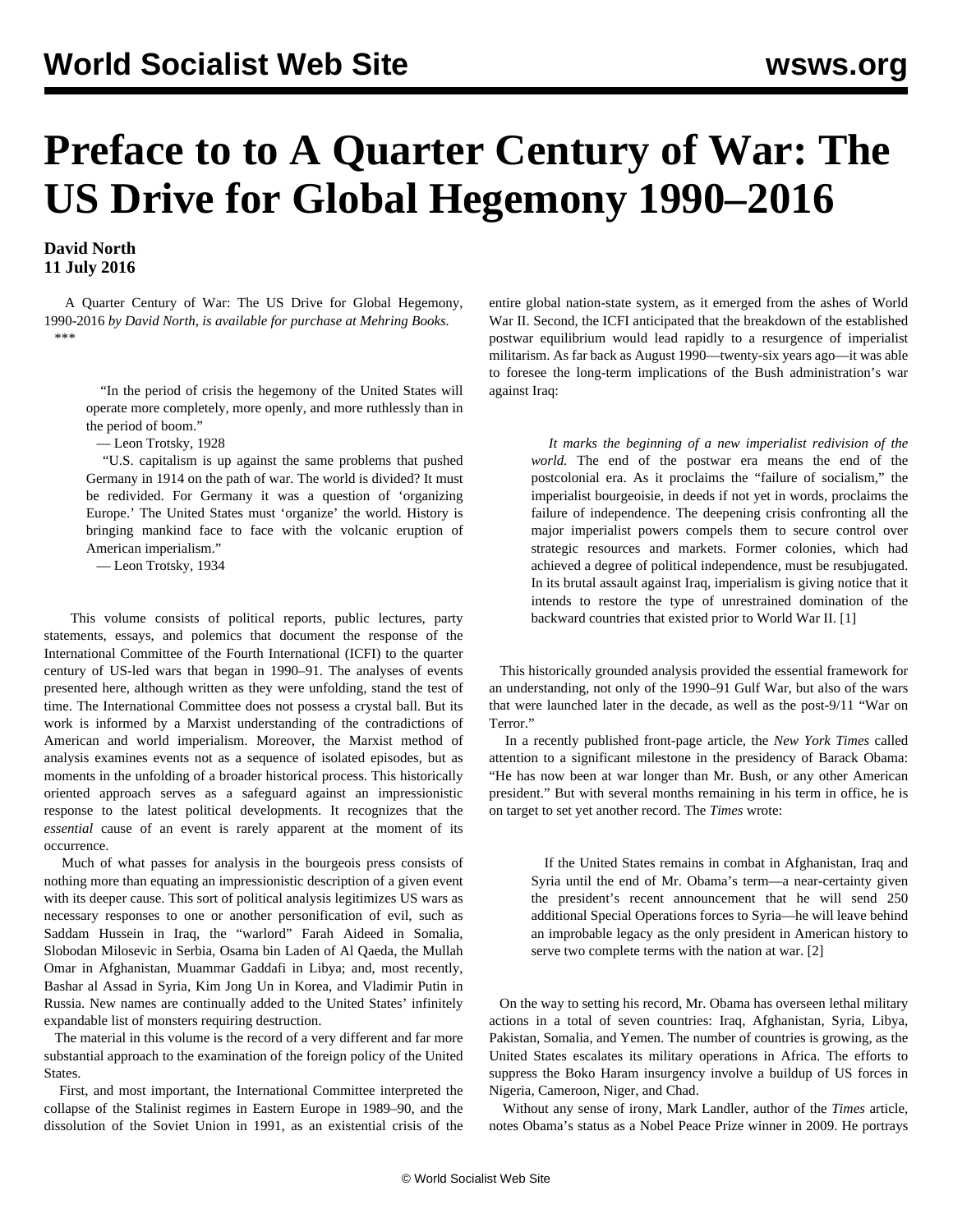# Preface to to A Quarter Century of War: The US Drive for Global Hegemony 1990–2016

**David North**
**11 July 2016**

A Quarter Century of War: The US Drive for Global Hegemony, 1990-2016 *by David North, is available for purchase at Mehring Books.*

***

> "In the period of crisis the hegemony of the United States will operate more completely, more openly, and more ruthlessly than in the period of boom."
>
> — Leon Trotsky, 1928
>
> "U.S. capitalism is up against the same problems that pushed Germany in 1914 on the path of war. The world is divided? It must be redivided. For Germany it was a question of 'organizing Europe.' The United States must 'organize' the world. History is bringing mankind face to face with the volcanic eruption of American imperialism."
>
> — Leon Trotsky, 1934

This volume consists of political reports, public lectures, party statements, essays, and polemics that document the response of the International Committee of the Fourth International (ICFI) to the quarter century of US-led wars that began in 1990–91. The analyses of events presented here, although written as they were unfolding, stand the test of time. The International Committee does not possess a crystal ball. But its work is informed by a Marxist understanding of the contradictions of American and world imperialism. Moreover, the Marxist method of analysis examines events not as a sequence of isolated episodes, but as moments in the unfolding of a broader historical process. This historically oriented approach serves as a safeguard against an impressionistic response to the latest political developments. It recognizes that the *essential* cause of an event is rarely apparent at the moment of its occurrence.

Much of what passes for analysis in the bourgeois press consists of nothing more than equating an impressionistic description of a given event with its deeper cause. This sort of political analysis legitimizes US wars as necessary responses to one or another personification of evil, such as Saddam Hussein in Iraq, the "warlord" Farah Aideed in Somalia, Slobodan Milosevic in Serbia, Osama bin Laden of Al Qaeda, the Mullah Omar in Afghanistan, Muammar Gaddafi in Libya; and, most recently, Bashar al Assad in Syria, Kim Jong Un in Korea, and Vladimir Putin in Russia. New names are continually added to the United States' infinitely expandable list of monsters requiring destruction.

The material in this volume is the record of a very different and far more substantial approach to the examination of the foreign policy of the United States.

First, and most important, the International Committee interpreted the collapse of the Stalinist regimes in Eastern Europe in 1989–90, and the dissolution of the Soviet Union in 1991, as an existential crisis of the entire global nation-state system, as it emerged from the ashes of World War II. Second, the ICFI anticipated that the breakdown of the established postwar equilibrium would lead rapidly to a resurgence of imperialist militarism. As far back as August 1990—twenty-six years ago—it was able to foresee the long-term implications of the Bush administration's war against Iraq:

> *It marks the beginning of a new imperialist redivision of the world.* The end of the postwar era means the end of the postcolonial era. As it proclaims the "failure of socialism," the imperialist bourgeoisie, in deeds if not yet in words, proclaims the failure of independence. The deepening crisis confronting all the major imperialist powers compels them to secure control over strategic resources and markets. Former colonies, which had achieved a degree of political independence, must be resubjugated. In its brutal assault against Iraq, imperialism is giving notice that it intends to restore the type of unrestrained domination of the backward countries that existed prior to World War II. [1]

This historically grounded analysis provided the essential framework for an understanding, not only of the 1990–91 Gulf War, but also of the wars that were launched later in the decade, as well as the post-9/11 "War on Terror."

In a recently published front-page article, the *New York Times* called attention to a significant milestone in the presidency of Barack Obama: "He has now been at war longer than Mr. Bush, or any other American president." But with several months remaining in his term in office, he is on target to set yet another record. The *Times* wrote:

> If the United States remains in combat in Afghanistan, Iraq and Syria until the end of Mr. Obama's term—a near-certainty given the president's recent announcement that he will send 250 additional Special Operations forces to Syria—he will leave behind an improbable legacy as the only president in American history to serve two complete terms with the nation at war. [2]

On the way to setting his record, Mr. Obama has overseen lethal military actions in a total of seven countries: Iraq, Afghanistan, Syria, Libya, Pakistan, Somalia, and Yemen. The number of countries is growing, as the United States escalates its military operations in Africa. The efforts to suppress the Boko Haram insurgency involve a buildup of US forces in Nigeria, Cameroon, Niger, and Chad.

Without any sense of irony, Mark Landler, author of the *Times* article, notes Obama's status as a Nobel Peace Prize winner in 2009. He portrays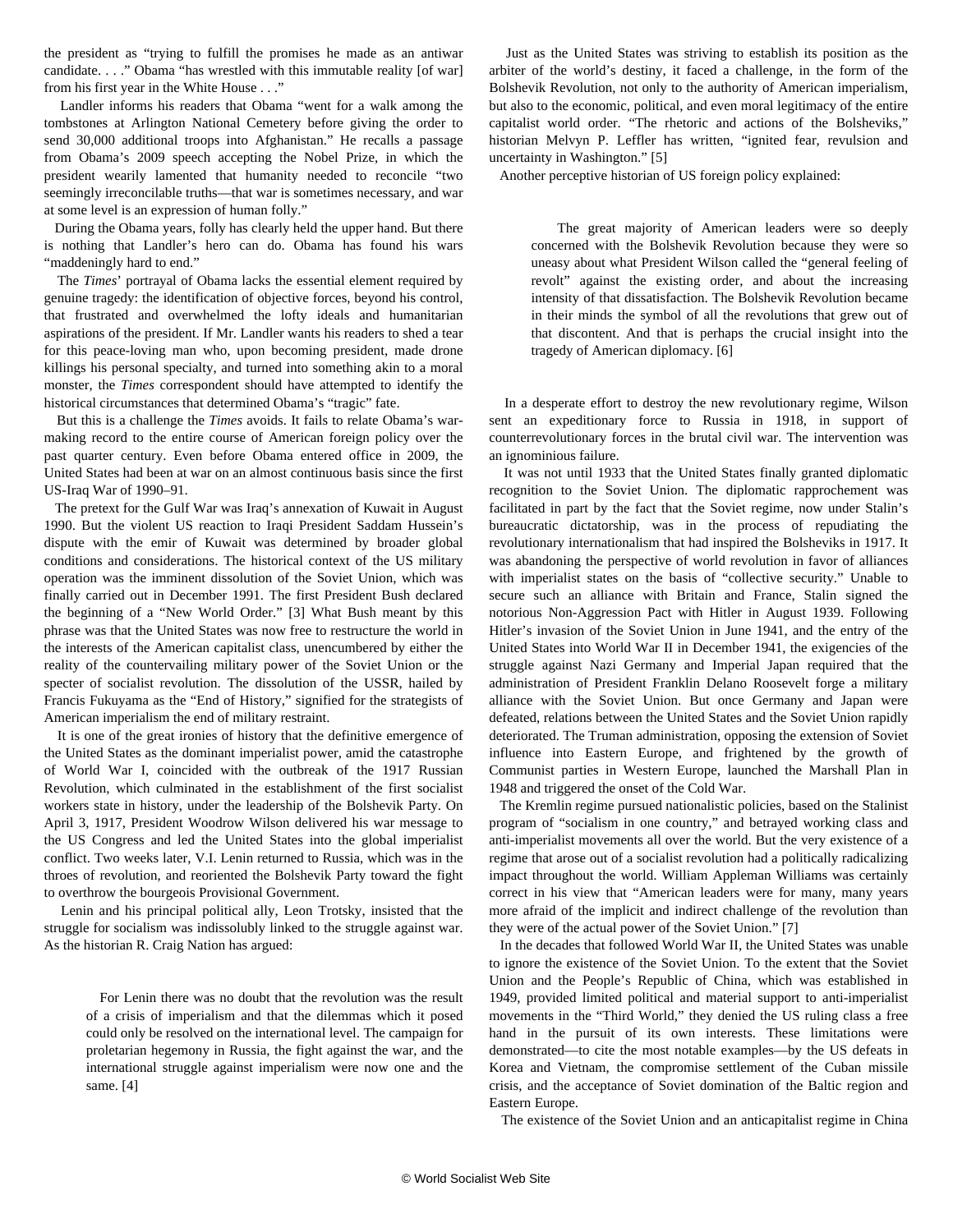the president as "trying to fulfill the promises he made as an antiwar candidate. . . ." Obama "has wrestled with this immutable reality [of war] from his first year in the White House . . ."

Landler informs his readers that Obama "went for a walk among the tombstones at Arlington National Cemetery before giving the order to send 30,000 additional troops into Afghanistan." He recalls a passage from Obama's 2009 speech accepting the Nobel Prize, in which the president wearily lamented that humanity needed to reconcile "two seemingly irreconcilable truths—that war is sometimes necessary, and war at some level is an expression of human folly."

During the Obama years, folly has clearly held the upper hand. But there is nothing that Landler's hero can do. Obama has found his wars "maddeningly hard to end."

The *Times*' portrayal of Obama lacks the essential element required by genuine tragedy: the identification of objective forces, beyond his control, that frustrated and overwhelmed the lofty ideals and humanitarian aspirations of the president. If Mr. Landler wants his readers to shed a tear for this peace-loving man who, upon becoming president, made drone killings his personal specialty, and turned into something akin to a moral monster, the *Times* correspondent should have attempted to identify the historical circumstances that determined Obama's "tragic" fate.

But this is a challenge the *Times* avoids. It fails to relate Obama's war-making record to the entire course of American foreign policy over the past quarter century. Even before Obama entered office in 2009, the United States had been at war on an almost continuous basis since the first US-Iraq War of 1990–91.

The pretext for the Gulf War was Iraq's annexation of Kuwait in August 1990. But the violent US reaction to Iraqi President Saddam Hussein's dispute with the emir of Kuwait was determined by broader global conditions and considerations. The historical context of the US military operation was the imminent dissolution of the Soviet Union, which was finally carried out in December 1991. The first President Bush declared the beginning of a "New World Order." [3] What Bush meant by this phrase was that the United States was now free to restructure the world in the interests of the American capitalist class, unencumbered by either the reality of the countervailing military power of the Soviet Union or the specter of socialist revolution. The dissolution of the USSR, hailed by Francis Fukuyama as the "End of History," signified for the strategists of American imperialism the end of military restraint.

It is one of the great ironies of history that the definitive emergence of the United States as the dominant imperialist power, amid the catastrophe of World War I, coincided with the outbreak of the 1917 Russian Revolution, which culminated in the establishment of the first socialist workers state in history, under the leadership of the Bolshevik Party. On April 3, 1917, President Woodrow Wilson delivered his war message to the US Congress and led the United States into the global imperialist conflict. Two weeks later, V.I. Lenin returned to Russia, which was in the throes of revolution, and reoriented the Bolshevik Party toward the fight to overthrow the bourgeois Provisional Government.

Lenin and his principal political ally, Leon Trotsky, insisted that the struggle for socialism was indissolubly linked to the struggle against war. As the historian R. Craig Nation has argued:

> For Lenin there was no doubt that the revolution was the result of a crisis of imperialism and that the dilemmas which it posed could only be resolved on the international level. The campaign for proletarian hegemony in Russia, the fight against the war, and the international struggle against imperialism were now one and the same. [4]

Just as the United States was striving to establish its position as the arbiter of the world's destiny, it faced a challenge, in the form of the Bolshevik Revolution, not only to the authority of American imperialism, but also to the economic, political, and even moral legitimacy of the entire capitalist world order. "The rhetoric and actions of the Bolsheviks," historian Melvyn P. Leffler has written, "ignited fear, revulsion and uncertainty in Washington." [5]

Another perceptive historian of US foreign policy explained:

> The great majority of American leaders were so deeply concerned with the Bolshevik Revolution because they were so uneasy about what President Wilson called the "general feeling of revolt" against the existing order, and about the increasing intensity of that dissatisfaction. The Bolshevik Revolution became in their minds the symbol of all the revolutions that grew out of that discontent. And that is perhaps the crucial insight into the tragedy of American diplomacy. [6]

In a desperate effort to destroy the new revolutionary regime, Wilson sent an expeditionary force to Russia in 1918, in support of counterrevolutionary forces in the brutal civil war. The intervention was an ignominious failure.

It was not until 1933 that the United States finally granted diplomatic recognition to the Soviet Union. The diplomatic rapprochement was facilitated in part by the fact that the Soviet regime, now under Stalin's bureaucratic dictatorship, was in the process of repudiating the revolutionary internationalism that had inspired the Bolsheviks in 1917. It was abandoning the perspective of world revolution in favor of alliances with imperialist states on the basis of "collective security." Unable to secure such an alliance with Britain and France, Stalin signed the notorious Non-Aggression Pact with Hitler in August 1939. Following Hitler's invasion of the Soviet Union in June 1941, and the entry of the United States into World War II in December 1941, the exigencies of the struggle against Nazi Germany and Imperial Japan required that the administration of President Franklin Delano Roosevelt forge a military alliance with the Soviet Union. But once Germany and Japan were defeated, relations between the United States and the Soviet Union rapidly deteriorated. The Truman administration, opposing the extension of Soviet influence into Eastern Europe, and frightened by the growth of Communist parties in Western Europe, launched the Marshall Plan in 1948 and triggered the onset of the Cold War.

The Kremlin regime pursued nationalistic policies, based on the Stalinist program of "socialism in one country," and betrayed working class and anti-imperialist movements all over the world. But the very existence of a regime that arose out of a socialist revolution had a politically radicalizing impact throughout the world. William Appleman Williams was certainly correct in his view that "American leaders were for many, many years more afraid of the implicit and indirect challenge of the revolution than they were of the actual power of the Soviet Union." [7]

In the decades that followed World War II, the United States was unable to ignore the existence of the Soviet Union. To the extent that the Soviet Union and the People's Republic of China, which was established in 1949, provided limited political and material support to anti-imperialist movements in the "Third World," they denied the US ruling class a free hand in the pursuit of its own interests. These limitations were demonstrated—to cite the most notable examples—by the US defeats in Korea and Vietnam, the compromise settlement of the Cuban missile crisis, and the acceptance of Soviet domination of the Baltic region and Eastern Europe.

The existence of the Soviet Union and an anticapitalist regime in China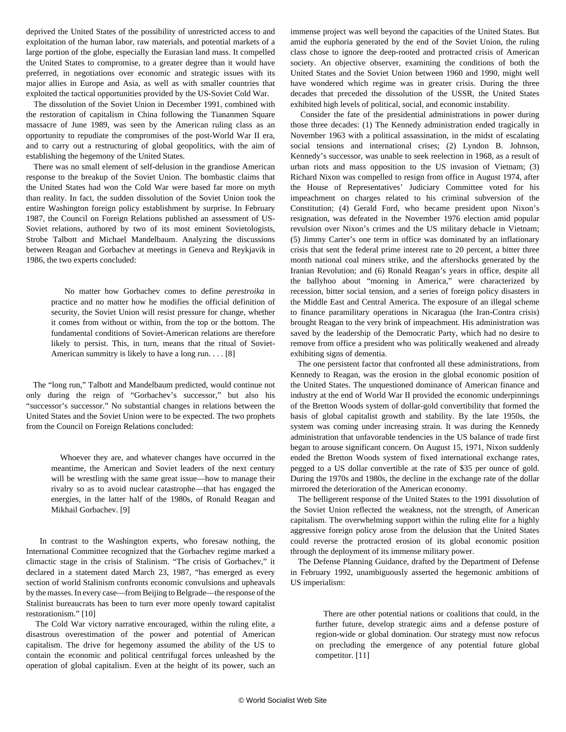deprived the United States of the possibility of unrestricted access to and exploitation of the human labor, raw materials, and potential markets of a large portion of the globe, especially the Eurasian land mass. It compelled the United States to compromise, to a greater degree than it would have preferred, in negotiations over economic and strategic issues with its major allies in Europe and Asia, as well as with smaller countries that exploited the tactical opportunities provided by the US-Soviet Cold War.

The dissolution of the Soviet Union in December 1991, combined with the restoration of capitalism in China following the Tiananmen Square massacre of June 1989, was seen by the American ruling class as an opportunity to repudiate the compromises of the post-World War II era, and to carry out a restructuring of global geopolitics, with the aim of establishing the hegemony of the United States.

There was no small element of self-delusion in the grandiose American response to the breakup of the Soviet Union. The bombastic claims that the United States had won the Cold War were based far more on myth than reality. In fact, the sudden dissolution of the Soviet Union took the entire Washington foreign policy establishment by surprise. In February 1987, the Council on Foreign Relations published an assessment of US-Soviet relations, authored by two of its most eminent Sovietologists, Strobe Talbott and Michael Mandelbaum. Analyzing the discussions between Reagan and Gorbachev at meetings in Geneva and Reykjavik in 1986, the two experts concluded:

> No matter how Gorbachev comes to define *perestroika* in practice and no matter how he modifies the official definition of security, the Soviet Union will resist pressure for change, whether it comes from without or within, from the top or the bottom. The fundamental conditions of Soviet-American relations are therefore likely to persist. This, in turn, means that the ritual of Soviet-American summitry is likely to have a long run. . . . [8]

The "long run," Talbott and Mandelbaum predicted, would continue not only during the reign of "Gorbachev's successor," but also his "successor's successor." No substantial changes in relations between the United States and the Soviet Union were to be expected. The two prophets from the Council on Foreign Relations concluded:

> Whoever they are, and whatever changes have occurred in the meantime, the American and Soviet leaders of the next century will be wrestling with the same great issue—how to manage their rivalry so as to avoid nuclear catastrophe—that has engaged the energies, in the latter half of the 1980s, of Ronald Reagan and Mikhail Gorbachev. [9]

In contrast to the Washington experts, who foresaw nothing, the International Committee recognized that the Gorbachev regime marked a climactic stage in the crisis of Stalinism. "The crisis of Gorbachev," it declared in a statement dated March 23, 1987, "has emerged as every section of world Stalinism confronts economic convulsions and upheavals by the masses. In every case—from Beijing to Belgrade—the response of the Stalinist bureaucrats has been to turn ever more openly toward capitalist restorationism." [10]

The Cold War victory narrative encouraged, within the ruling elite, a disastrous overestimation of the power and potential of American capitalism. The drive for hegemony assumed the ability of the US to contain the economic and political centrifugal forces unleashed by the operation of global capitalism. Even at the height of its power, such an immense project was well beyond the capacities of the United States. But amid the euphoria generated by the end of the Soviet Union, the ruling class chose to ignore the deep-rooted and protracted crisis of American society. An objective observer, examining the conditions of both the United States and the Soviet Union between 1960 and 1990, might well have wondered which regime was in greater crisis. During the three decades that preceded the dissolution of the USSR, the United States exhibited high levels of political, social, and economic instability.

Consider the fate of the presidential administrations in power during those three decades: (1) The Kennedy administration ended tragically in November 1963 with a political assassination, in the midst of escalating social tensions and international crises; (2) Lyndon B. Johnson, Kennedy's successor, was unable to seek reelection in 1968, as a result of urban riots and mass opposition to the US invasion of Vietnam; (3) Richard Nixon was compelled to resign from office in August 1974, after the House of Representatives' Judiciary Committee voted for his impeachment on charges related to his criminal subversion of the Constitution; (4) Gerald Ford, who became president upon Nixon's resignation, was defeated in the November 1976 election amid popular revulsion over Nixon's crimes and the US military debacle in Vietnam; (5) Jimmy Carter's one term in office was dominated by an inflationary crisis that sent the federal prime interest rate to 20 percent, a bitter three month national coal miners strike, and the aftershocks generated by the Iranian Revolution; and (6) Ronald Reagan's years in office, despite all the ballyhoo about "morning in America," were characterized by recession, bitter social tension, and a series of foreign policy disasters in the Middle East and Central America. The exposure of an illegal scheme to finance paramilitary operations in Nicaragua (the Iran-Contra crisis) brought Reagan to the very brink of impeachment. His administration was saved by the leadership of the Democratic Party, which had no desire to remove from office a president who was politically weakened and already exhibiting signs of dementia.

The one persistent factor that confronted all these administrations, from Kennedy to Reagan, was the erosion in the global economic position of the United States. The unquestioned dominance of American finance and industry at the end of World War II provided the economic underpinnings of the Bretton Woods system of dollar-gold convertibility that formed the basis of global capitalist growth and stability. By the late 1950s, the system was coming under increasing strain. It was during the Kennedy administration that unfavorable tendencies in the US balance of trade first began to arouse significant concern. On August 15, 1971, Nixon suddenly ended the Bretton Woods system of fixed international exchange rates, pegged to a US dollar convertible at the rate of $35 per ounce of gold. During the 1970s and 1980s, the decline in the exchange rate of the dollar mirrored the deterioration of the American economy.

The belligerent response of the United States to the 1991 dissolution of the Soviet Union reflected the weakness, not the strength, of American capitalism. The overwhelming support within the ruling elite for a highly aggressive foreign policy arose from the delusion that the United States could reverse the protracted erosion of its global economic position through the deployment of its immense military power.

The Defense Planning Guidance, drafted by the Department of Defense in February 1992, unambiguously asserted the hegemonic ambitions of US imperialism:

> There are other potential nations or coalitions that could, in the further future, develop strategic aims and a defense posture of region-wide or global domination. Our strategy must now refocus on precluding the emergence of any potential future global competitor. [11]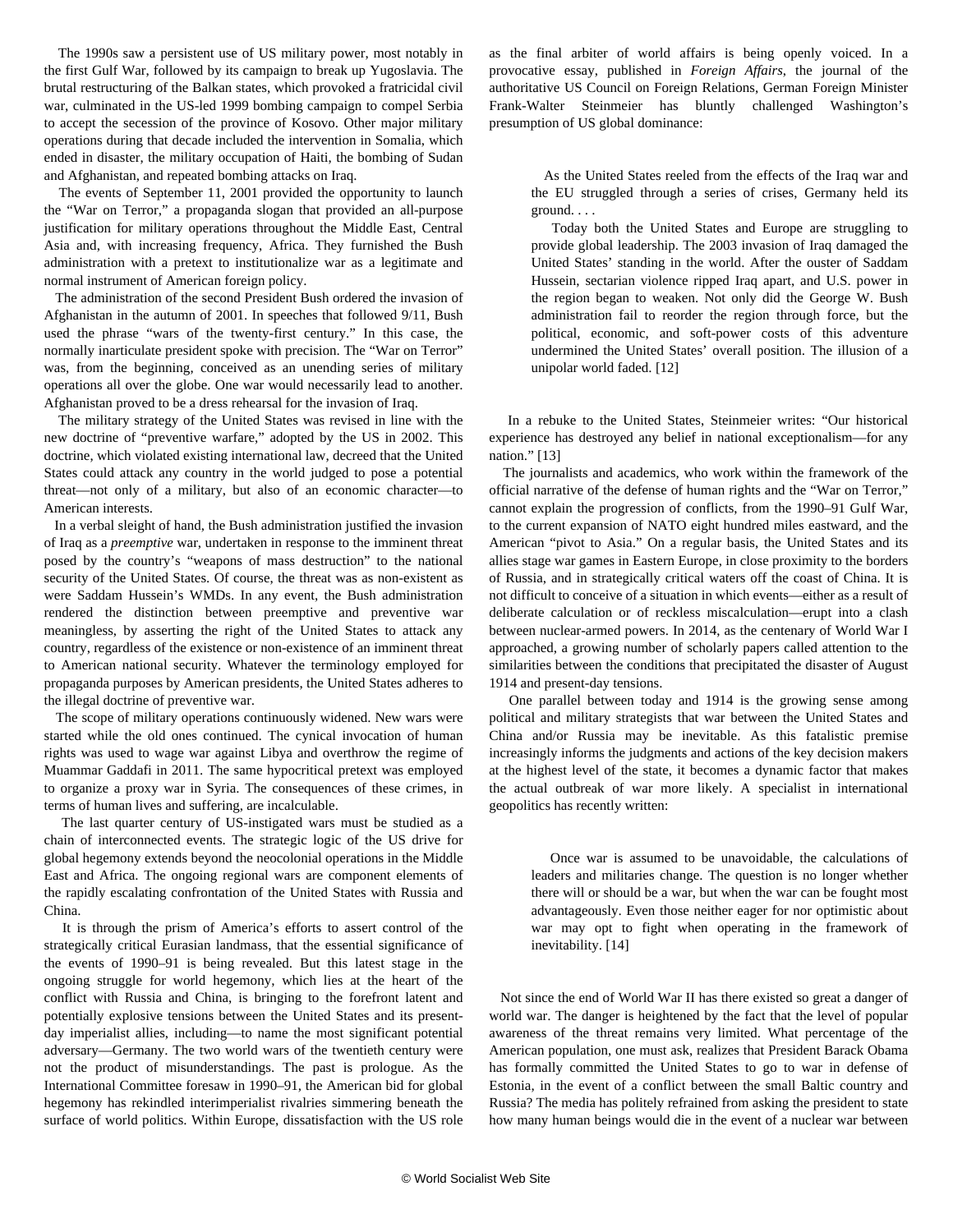The 1990s saw a persistent use of US military power, most notably in the first Gulf War, followed by its campaign to break up Yugoslavia. The brutal restructuring of the Balkan states, which provoked a fratricidal civil war, culminated in the US-led 1999 bombing campaign to compel Serbia to accept the secession of the province of Kosovo. Other major military operations during that decade included the intervention in Somalia, which ended in disaster, the military occupation of Haiti, the bombing of Sudan and Afghanistan, and repeated bombing attacks on Iraq.

The events of September 11, 2001 provided the opportunity to launch the "War on Terror," a propaganda slogan that provided an all-purpose justification for military operations throughout the Middle East, Central Asia and, with increasing frequency, Africa. They furnished the Bush administration with a pretext to institutionalize war as a legitimate and normal instrument of American foreign policy.

The administration of the second President Bush ordered the invasion of Afghanistan in the autumn of 2001. In speeches that followed 9/11, Bush used the phrase "wars of the twenty-first century." In this case, the normally inarticulate president spoke with precision. The "War on Terror" was, from the beginning, conceived as an unending series of military operations all over the globe. One war would necessarily lead to another. Afghanistan proved to be a dress rehearsal for the invasion of Iraq.

The military strategy of the United States was revised in line with the new doctrine of "preventive warfare," adopted by the US in 2002. This doctrine, which violated existing international law, decreed that the United States could attack any country in the world judged to pose a potential threat—not only of a military, but also of an economic character—to American interests.

In a verbal sleight of hand, the Bush administration justified the invasion of Iraq as a *preemptive* war, undertaken in response to the imminent threat posed by the country's "weapons of mass destruction" to the national security of the United States. Of course, the threat was as non-existent as were Saddam Hussein's WMDs. In any event, the Bush administration rendered the distinction between preemptive and preventive war meaningless, by asserting the right of the United States to attack any country, regardless of the existence or non-existence of an imminent threat to American national security. Whatever the terminology employed for propaganda purposes by American presidents, the United States adheres to the illegal doctrine of preventive war.

The scope of military operations continuously widened. New wars were started while the old ones continued. The cynical invocation of human rights was used to wage war against Libya and overthrow the regime of Muammar Gaddafi in 2011. The same hypocritical pretext was employed to organize a proxy war in Syria. The consequences of these crimes, in terms of human lives and suffering, are incalculable.

The last quarter century of US-instigated wars must be studied as a chain of interconnected events. The strategic logic of the US drive for global hegemony extends beyond the neocolonial operations in the Middle East and Africa. The ongoing regional wars are component elements of the rapidly escalating confrontation of the United States with Russia and China.

It is through the prism of America's efforts to assert control of the strategically critical Eurasian landmass, that the essential significance of the events of 1990–91 is being revealed. But this latest stage in the ongoing struggle for world hegemony, which lies at the heart of the conflict with Russia and China, is bringing to the forefront latent and potentially explosive tensions between the United States and its present-day imperialist allies, including—to name the most significant potential adversary—Germany. The two world wars of the twentieth century were not the product of misunderstandings. The past is prologue. As the International Committee foresaw in 1990–91, the American bid for global hegemony has rekindled interimperialist rivalries simmering beneath the surface of world politics. Within Europe, dissatisfaction with the US role as the final arbiter of world affairs is being openly voiced. In a provocative essay, published in *Foreign Affairs*, the journal of the authoritative US Council on Foreign Relations, German Foreign Minister Frank-Walter Steinmeier has bluntly challenged Washington's presumption of US global dominance:

> As the United States reeled from the effects of the Iraq war and the EU struggled through a series of crises, Germany held its ground. . . .
>
> Today both the United States and Europe are struggling to provide global leadership. The 2003 invasion of Iraq damaged the United States' standing in the world. After the ouster of Saddam Hussein, sectarian violence ripped Iraq apart, and U.S. power in the region began to weaken. Not only did the George W. Bush administration fail to reorder the region through force, but the political, economic, and soft-power costs of this adventure undermined the United States' overall position. The illusion of a unipolar world faded. [12]

In a rebuke to the United States, Steinmeier writes: "Our historical experience has destroyed any belief in national exceptionalism—for any nation." [13]

The journalists and academics, who work within the framework of the official narrative of the defense of human rights and the "War on Terror," cannot explain the progression of conflicts, from the 1990–91 Gulf War, to the current expansion of NATO eight hundred miles eastward, and the American "pivot to Asia." On a regular basis, the United States and its allies stage war games in Eastern Europe, in close proximity to the borders of Russia, and in strategically critical waters off the coast of China. It is not difficult to conceive of a situation in which events—either as a result of deliberate calculation or of reckless miscalculation—erupt into a clash between nuclear-armed powers. In 2014, as the centenary of World War I approached, a growing number of scholarly papers called attention to the similarities between the conditions that precipitated the disaster of August 1914 and present-day tensions.

One parallel between today and 1914 is the growing sense among political and military strategists that war between the United States and China and/or Russia may be inevitable. As this fatalistic premise increasingly informs the judgments and actions of the key decision makers at the highest level of the state, it becomes a dynamic factor that makes the actual outbreak of war more likely. A specialist in international geopolitics has recently written:

> Once war is assumed to be unavoidable, the calculations of leaders and militaries change. The question is no longer whether there will or should be a war, but when the war can be fought most advantageously. Even those neither eager for nor optimistic about war may opt to fight when operating in the framework of inevitability. [14]

Not since the end of World War II has there existed so great a danger of world war. The danger is heightened by the fact that the level of popular awareness of the threat remains very limited. What percentage of the American population, one must ask, realizes that President Barack Obama has formally committed the United States to go to war in defense of Estonia, in the event of a conflict between the small Baltic country and Russia? The media has politely refrained from asking the president to state how many human beings would die in the event of a nuclear war between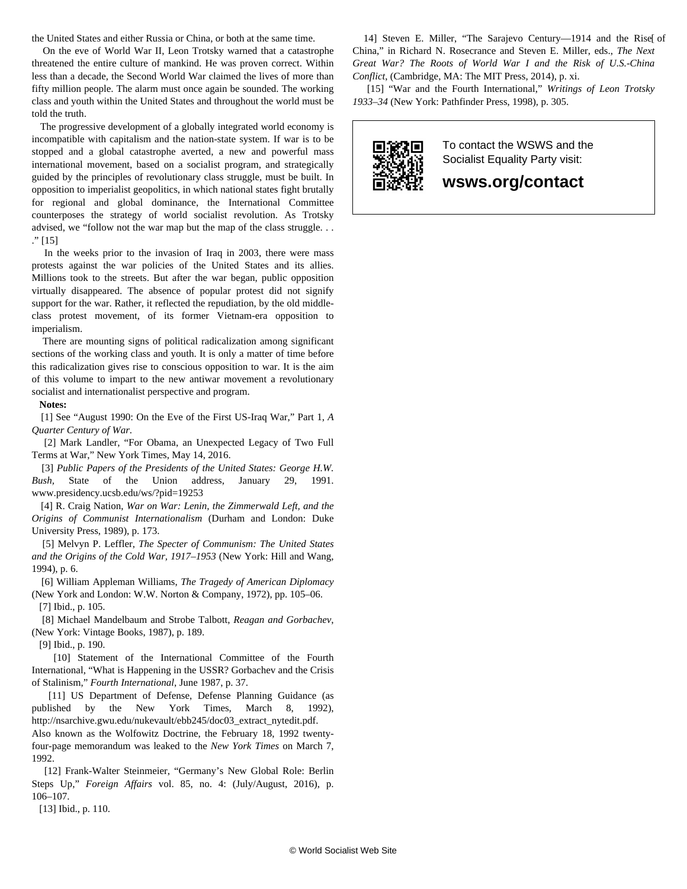the United States and either Russia or China, or both at the same time.

On the eve of World War II, Leon Trotsky warned that a catastrophe threatened the entire culture of mankind. He was proven correct. Within less than a decade, the Second World War claimed the lives of more than fifty million people. The alarm must once again be sounded. The working class and youth within the United States and throughout the world must be told the truth.

The progressive development of a globally integrated world economy is incompatible with capitalism and the nation-state system. If war is to be stopped and a global catastrophe averted, a new and powerful mass international movement, based on a socialist program, and strategically guided by the principles of revolutionary class struggle, must be built. In opposition to imperialist geopolitics, in which national states fight brutally for regional and global dominance, the International Committee counterposes the strategy of world socialist revolution. As Trotsky advised, we "follow not the war map but the map of the class struggle. . . ." [15]

In the weeks prior to the invasion of Iraq in 2003, there were mass protests against the war policies of the United States and its allies. Millions took to the streets. But after the war began, public opposition virtually disappeared. The absence of popular protest did not signify support for the war. Rather, it reflected the repudiation, by the old middle-class protest movement, of its former Vietnam-era opposition to imperialism.

There are mounting signs of political radicalization among significant sections of the working class and youth. It is only a matter of time before this radicalization gives rise to conscious opposition to war. It is the aim of this volume to impart to the new antiwar movement a revolutionary socialist and internationalist perspective and program.

**Notes:**

[1] See "August 1990: On the Eve of the First US-Iraq War," Part 1, *A Quarter Century of War*.

[2] Mark Landler, "For Obama, an Unexpected Legacy of Two Full Terms at War," New York Times, May 14, 2016.

[3] *Public Papers of the Presidents of the United States: George H.W. Bush,* State of the Union address, January 29, 1991. www.presidency.ucsb.edu/ws/?pid=19253

[4] R. Craig Nation, *War on War: Lenin, the Zimmerwald Left, and the Origins of Communist Internationalism* (Durham and London: Duke University Press, 1989), p. 173.

[5] Melvyn P. Leffler, *The Specter of Communism: The United States and the Origins of the Cold War, 1917–1953* (New York: Hill and Wang, 1994), p. 6.

[6] William Appleman Williams, *The Tragedy of American Diplomacy* (New York and London: W.W. Norton & Company, 1972), pp. 105–06.

[7] Ibid., p. 105.

[8] Michael Mandelbaum and Strobe Talbott, *Reagan and Gorbachev*, (New York: Vintage Books, 1987), p. 189.

[9] Ibid., p. 190.

[10] Statement of the International Committee of the Fourth International, "What is Happening in the USSR? Gorbachev and the Crisis of Stalinism," *Fourth International*, June 1987, p. 37.

[11] US Department of Defense, Defense Planning Guidance (as published by the New York Times, March 8, 1992), http://nsarchive.gwu.edu/nukevault/ebb245/doc03_extract_nytedit.pdf. Also known as the Wolfowitz Doctrine, the February 18, 1992 twenty-four-page memorandum was leaked to the *New York Times* on March 7, 1992.

[12] Frank-Walter Steinmeier, "Germany's New Global Role: Berlin Steps Up," *Foreign Affairs* vol. 85, no. 4: (July/August, 2016), p. 106–107.

[13] Ibid., p. 110.

14] Steven E. Miller, "The Sarajevo Century—1914 and the Rise[ of China," in Richard N. Rosecrance and Steven E. Miller, eds., *The Next Great War? The Roots of World War I and the Risk of U.S.-China Conflict*, (Cambridge, MA: The MIT Press, 2014), p. xi.

[15] "War and the Fourth International," *Writings of Leon Trotsky 1933–34* (New York: Pathfinder Press, 1998), p. 305.

To contact the WSWS and the Socialist Equality Party visit:

**wsws.org/contact**